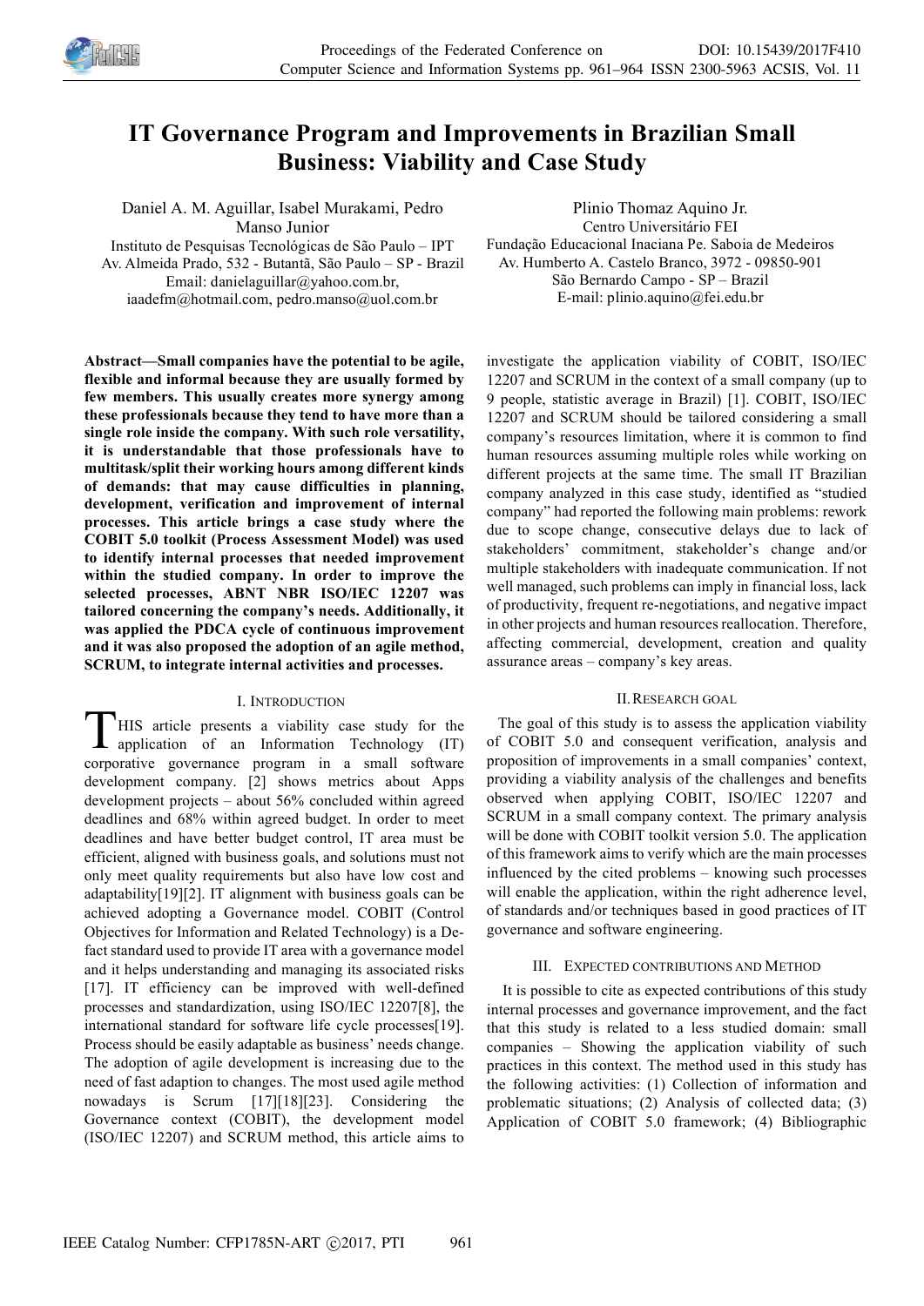# IT Governance Program and Improvements in Brazilian Small Business: Viability and Case Study

Daniel A. M. Aguillar, Isabel Murakami, Pedro Manso Junior
Instituto de Pesquisas Tecnológicas de São Paulo – IPT
Av. Almeida Prado, 532 - Butantã, São Paulo – SP - Brazil
Email: danielaguillar@yahoo.com.br, iaadefm@hotmail.com, pedro.manso@uol.com.br

Plinio Thomaz Aquino Jr.
Centro Universitário FEI
Fundação Educacional Inaciana Pe. Saboia de Medeiros
Av. Humberto A. Castelo Branco, 3972 - 09850-901
São Bernardo Campo - SP – Brazil
E-mail: plinio.aquino@fei.edu.br

**Abstract—Small companies have the potential to be agile, flexible and informal because they are usually formed by few members. This usually creates more synergy among these professionals because they tend to have more than a single role inside the company. With such role versatility, it is understandable that those professionals have to multitask/split their working hours among different kinds of demands: that may cause difficulties in planning, development, verification and improvement of internal processes. This article brings a case study where the COBIT 5.0 toolkit (Process Assessment Model) was used to identify internal processes that needed improvement within the studied company. In order to improve the selected processes, ABNT NBR ISO/IEC 12207 was tailored concerning the company's needs. Additionally, it was applied the PDCA cycle of continuous improvement and it was also proposed the adoption of an agile method, SCRUM, to integrate internal activities and processes.**

## I. Introduction

This article presents a viability case study for the application of an Information Technology (IT) corporative governance program in a small software development company. [2] shows metrics about Apps development projects – about 56% concluded within agreed deadlines and 68% within agreed budget. In order to meet deadlines and have better budget control, IT area must be efficient, aligned with business goals, and solutions must not only meet quality requirements but also have low cost and adaptability[19][2]. IT alignment with business goals can be achieved adopting a Governance model. COBIT (Control Objectives for Information and Related Technology) is a De-fact standard used to provide IT area with a governance model and it helps understanding and managing its associated risks [17]. IT efficiency can be improved with well-defined processes and standardization, using ISO/IEC 12207[8], the international standard for software life cycle processes[19]. Process should be easily adaptable as business' needs change. The adoption of agile development is increasing due to the need of fast adaption to changes. The most used agile method nowadays is Scrum [17][18][23]. Considering the Governance context (COBIT), the development model (ISO/IEC 12207) and SCRUM method, this article aims to investigate the application viability of COBIT, ISO/IEC 12207 and SCRUM in the context of a small company (up to 9 people, statistic average in Brazil) [1]. COBIT, ISO/IEC 12207 and SCRUM should be tailored considering a small company's resources limitation, where it is common to find human resources assuming multiple roles while working on different projects at the same time. The small IT Brazilian company analyzed in this case study, identified as "studied company" had reported the following main problems: rework due to scope change, consecutive delays due to lack of stakeholders' commitment, stakeholder's change and/or multiple stakeholders with inadequate communication. If not well managed, such problems can imply in financial loss, lack of productivity, frequent re-negotiations, and negative impact in other projects and human resources reallocation. Therefore, affecting commercial, development, creation and quality assurance areas – company's key areas.

## II. Research goal

The goal of this study is to assess the application viability of COBIT 5.0 and consequent verification, analysis and proposition of improvements in a small companies' context, providing a viability analysis of the challenges and benefits observed when applying COBIT, ISO/IEC 12207 and SCRUM in a small company context. The primary analysis will be done with COBIT toolkit version 5.0. The application of this framework aims to verify which are the main processes influenced by the cited problems – knowing such processes will enable the application, within the right adherence level, of standards and/or techniques based in good practices of IT governance and software engineering.

## III. Expected contributions and Method

It is possible to cite as expected contributions of this study internal processes and governance improvement, and the fact that this study is related to a less studied domain: small companies – Showing the application viability of such practices in this context. The method used in this study has the following activities: (1) Collection of information and problematic situations; (2) Analysis of collected data; (3) Application of COBIT 5.0 framework; (4) Bibliographic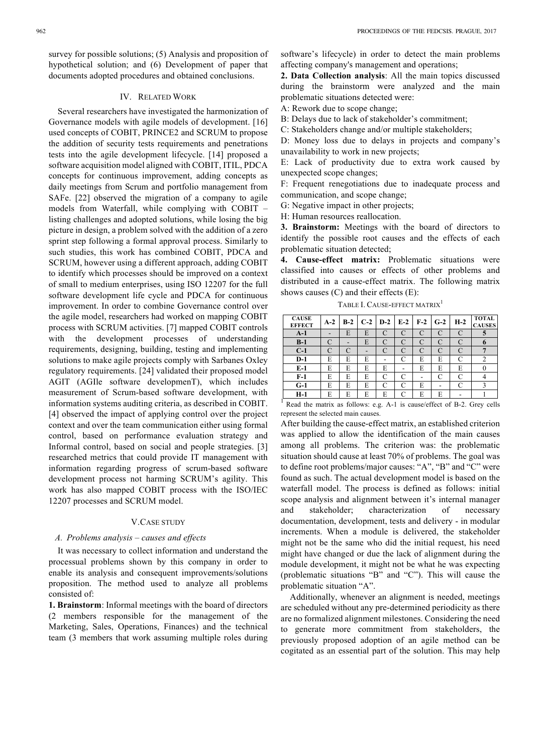survey for possible solutions; (5) Analysis and proposition of hypothetical solution; and (6) Development of paper that documents adopted procedures and obtained conclusions.

## IV. Related Work

Several researchers have investigated the harmonization of Governance models with agile models of development. [16] used concepts of COBIT, PRINCE2 and SCRUM to propose the addition of security tests requirements and penetrations tests into the agile development lifecycle. [14] proposed a software acquisition model aligned with COBIT, ITIL, PDCA concepts for continuous improvement, adding concepts as daily meetings from Scrum and portfolio management from SAFe. [22] observed the migration of a company to agile models from Waterfall, while complying with COBIT – listing challenges and adopted solutions, while losing the big picture in design, a problem solved with the addition of a zero sprint step following a formal approval process. Similarly to such studies, this work has combined COBIT, PDCA and SCRUM, however using a different approach, adding COBIT to identify which processes should be improved on a context of small to medium enterprises, using ISO 12207 for the full software development life cycle and PDCA for continuous improvement. In order to combine Governance control over the agile model, researchers had worked on mapping COBIT process with SCRUM activities. [7] mapped COBIT controls with the development processes of understanding requirements, designing, building, testing and implementing solutions to make agile projects comply with Sarbanes Oxley regulatory requirements. [24] validated their proposed model AGIT (AGIle software developmenT), which includes measurement of Scrum-based software development, with information systems auditing criteria, as described in COBIT. [4] observed the impact of applying control over the project context and over the team communication either using formal control, based on performance evaluation strategy and Informal control, based on social and people strategies. [3] researched metrics that could provide IT management with information regarding progress of scrum-based software development process not harming SCRUM's agility. This work has also mapped COBIT process with the ISO/IEC 12207 processes and SCRUM model.

## V. Case Study

### A. Problems analysis – causes and effects

It was necessary to collect information and understand the processual problems shown by this company in order to enable its analysis and consequent improvements/solutions proposition. The method used to analyze all problems consisted of:

**1. Brainstorm**: Informal meetings with the board of directors (2 members responsible for the management of the Marketing, Sales, Operations, Finances) and the technical team (3 members that work assuming multiple roles during software's lifecycle) in order to detect the main problems affecting company's management and operations;

**2. Data Collection analysis**: All the main topics discussed during the brainstorm were analyzed and the main problematic situations detected were:

A: Rework due to scope change;

B: Delays due to lack of stakeholder's commitment;

C: Stakeholders change and/or multiple stakeholders;

D: Money loss due to delays in projects and company's unavailability to work in new projects;

E: Lack of productivity due to extra work caused by unexpected scope changes;

F: Frequent renegotiations due to inadequate process and communication, and scope change;

G: Negative impact in other projects;

H: Human resources reallocation.

**3. Brainstorm:** Meetings with the board of directors to identify the possible root causes and the effects of each problematic situation detected;

**4. Cause-effect matrix:** Problematic situations were classified into causes or effects of other problems and distributed in a cause-effect matrix. The following matrix shows causes (C) and their effects (E):

Table I. Cause-effect matrix[1]

| CAUSE EFFECT | A-2 | B-2 | C-2 | D-2 | E-2 | F-2 | G-2 | H-2 | TOTAL CAUSES |
|---|---|---|---|---|---|---|---|---|---|
| **A-1** | - | E | E | C | C | C | C | C | **5** |
| **B-1** | C | - | E | C | C | C | C | C | **6** |
| **C-1** | C | C | - | C | C | C | C | C | **7** |
| **D-1** | E | E | E | - | C | E | E | C | 2 |
| **E-1** | E | E | E | E | - | E | E | E | 0 |
| **F-1** | E | E | E | C | C | - | C | C | 4 |
| **G-1** | E | E | E | C | C | E | - | C | 3 |
| **H-1** | E | E | E | E | C | E | E | - | 1 |

[1] Read the matrix as follows: e.g. A-1 is cause/effect of B-2. Grey cells represent the selected main causes.

After building the cause-effect matrix, an established criterion was applied to allow the identification of the main causes among all problems. The criterion was: the problematic situation should cause at least 70% of problems. The goal was to define root problems/major causes: "A", "B" and "C" were found as such. The actual development model is based on the waterfall model. The process is defined as follows: initial scope analysis and alignment between it's internal manager and stakeholder; characterization of necessary documentation, development, tests and delivery - in modular increments. When a module is delivered, the stakeholder might not be the same who did the initial request, his need might have changed or due the lack of alignment during the module development, it might not be what he was expecting (problematic situations "B" and "C"). This will cause the problematic situation "A".

Additionally, whenever an alignment is needed, meetings are scheduled without any pre-determined periodicity as there are no formalized alignment milestones. Considering the need to generate more commitment from stakeholders, the previously proposed adoption of an agile method can be cogitated as an essential part of the solution. This may help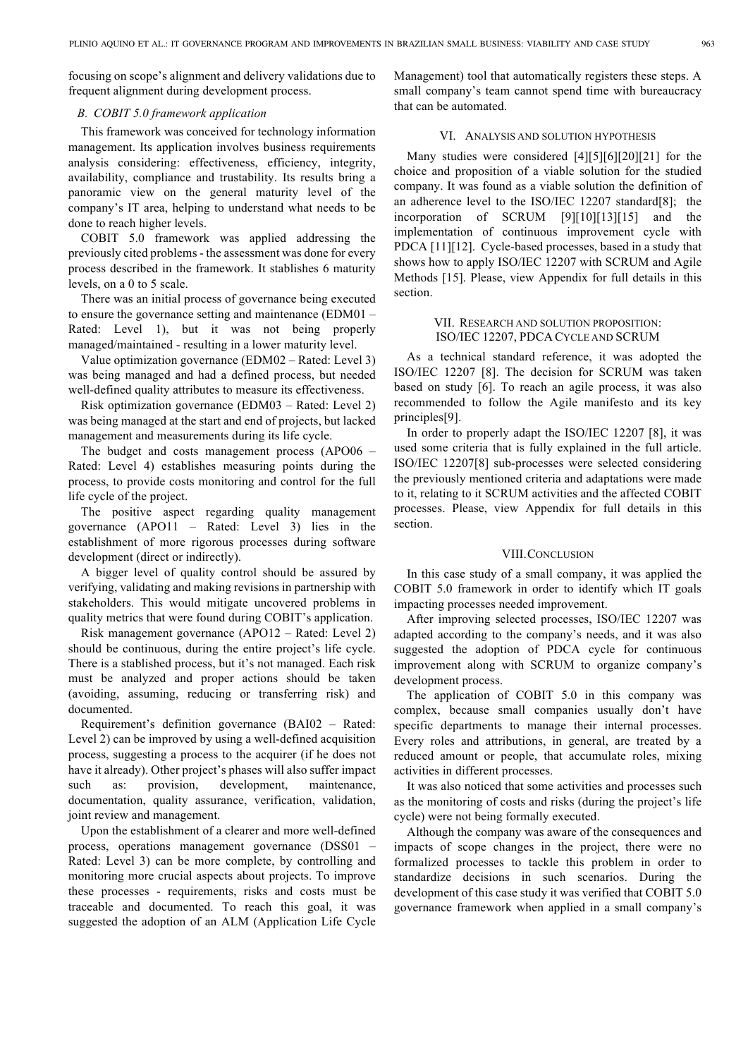focusing on scope's alignment and delivery validations due to frequent alignment during development process.

### B. COBIT 5.0 framework application

This framework was conceived for technology information management. Its application involves business requirements analysis considering: effectiveness, efficiency, integrity, availability, compliance and trustability. Its results bring a panoramic view on the general maturity level of the company's IT area, helping to understand what needs to be done to reach higher levels.

COBIT 5.0 framework was applied addressing the previously cited problems - the assessment was done for every process described in the framework. It stablishes 6 maturity levels, on a 0 to 5 scale.

There was an initial process of governance being executed to ensure the governance setting and maintenance (EDM01 – Rated: Level 1), but it was not being properly managed/maintained - resulting in a lower maturity level.

Value optimization governance (EDM02 – Rated: Level 3) was being managed and had a defined process, but needed well-defined quality attributes to measure its effectiveness.

Risk optimization governance (EDM03 – Rated: Level 2) was being managed at the start and end of projects, but lacked management and measurements during its life cycle.

The budget and costs management process (APO06 – Rated: Level 4) establishes measuring points during the process, to provide costs monitoring and control for the full life cycle of the project.

The positive aspect regarding quality management governance (APO11 – Rated: Level 3) lies in the establishment of more rigorous processes during software development (direct or indirectly).

A bigger level of quality control should be assured by verifying, validating and making revisions in partnership with stakeholders. This would mitigate uncovered problems in quality metrics that were found during COBIT's application.

Risk management governance (APO12 – Rated: Level 2) should be continuous, during the entire project's life cycle. There is a stablished process, but it's not managed. Each risk must be analyzed and proper actions should be taken (avoiding, assuming, reducing or transferring risk) and documented.

Requirement's definition governance (BAI02 – Rated: Level 2) can be improved by using a well-defined acquisition process, suggesting a process to the acquirer (if he does not have it already). Other project's phases will also suffer impact such as: provision, development, maintenance, documentation, quality assurance, verification, validation, joint review and management.

Upon the establishment of a clearer and more well-defined process, operations management governance (DSS01 – Rated: Level 3) can be more complete, by controlling and monitoring more crucial aspects about projects. To improve these processes - requirements, risks and costs must be traceable and documented. To reach this goal, it was suggested the adoption of an ALM (Application Life Cycle Management) tool that automatically registers these steps. A small company's team cannot spend time with bureaucracy that can be automated.

## VI. Analysis and Solution Hypothesis

Many studies were considered [4][5][6][20][21] for the choice and proposition of a viable solution for the studied company. It was found as a viable solution the definition of an adherence level to the ISO/IEC 12207 standard[8]; the incorporation of SCRUM [9][10][13][15] and the implementation of continuous improvement cycle with PDCA [11][12]. Cycle-based processes, based in a study that shows how to apply ISO/IEC 12207 with SCRUM and Agile Methods [15]. Please, view Appendix for full details in this section.

## VII. Research and Solution Proposition: ISO/IEC 12207, PDCA Cycle and SCRUM

As a technical standard reference, it was adopted the ISO/IEC 12207 [8]. The decision for SCRUM was taken based on study [6]. To reach an agile process, it was also recommended to follow the Agile manifesto and its key principles[9].

In order to properly adapt the ISO/IEC 12207 [8], it was used some criteria that is fully explained in the full article. ISO/IEC 12207[8] sub-processes were selected considering the previously mentioned criteria and adaptations were made to it, relating to it SCRUM activities and the affected COBIT processes. Please, view Appendix for full details in this section.

## VIII. Conclusion

In this case study of a small company, it was applied the COBIT 5.0 framework in order to identify which IT goals impacting processes needed improvement.

After improving selected processes, ISO/IEC 12207 was adapted according to the company's needs, and it was also suggested the adoption of PDCA cycle for continuous improvement along with SCRUM to organize company's development process.

The application of COBIT 5.0 in this company was complex, because small companies usually don't have specific departments to manage their internal processes. Every roles and attributions, in general, are treated by a reduced amount or people, that accumulate roles, mixing activities in different processes.

It was also noticed that some activities and processes such as the monitoring of costs and risks (during the project's life cycle) were not being formally executed.

Although the company was aware of the consequences and impacts of scope changes in the project, there were no formalized processes to tackle this problem in order to standardize decisions in such scenarios. During the development of this case study it was verified that COBIT 5.0 governance framework when applied in a small company's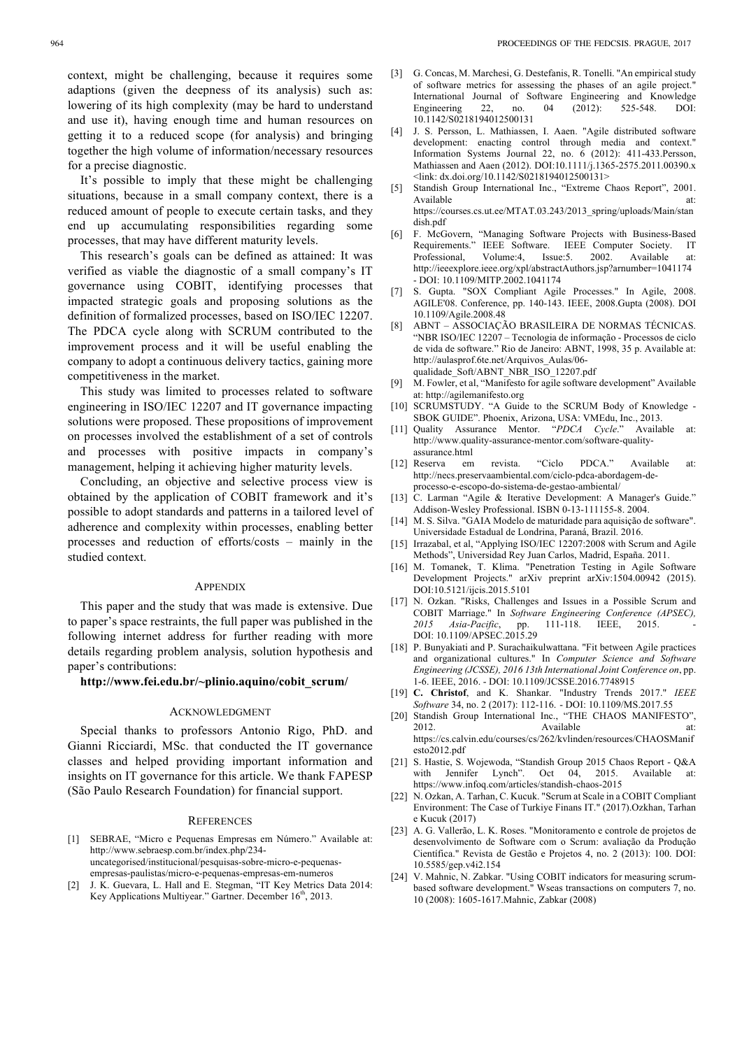context, might be challenging, because it requires some adaptions (given the deepness of its analysis) such as: lowering of its high complexity (may be hard to understand and use it), having enough time and human resources on getting it to a reduced scope (for analysis) and bringing together the high volume of information/necessary resources for a precise diagnostic.

It's possible to imply that these might be challenging situations, because in a small company context, there is a reduced amount of people to execute certain tasks, and they end up accumulating responsibilities regarding some processes, that may have different maturity levels.

This research's goals can be defined as attained: It was verified as viable the diagnostic of a small company's IT governance using COBIT, identifying processes that impacted strategic goals and proposing solutions as the definition of formalized processes, based on ISO/IEC 12207. The PDCA cycle along with SCRUM contributed to the improvement process and it will be useful enabling the company to adopt a continuous delivery tactics, gaining more competitiveness in the market.

This study was limited to processes related to software engineering in ISO/IEC 12207 and IT governance impacting solutions were proposed. These propositions of improvement on processes involved the establishment of a set of controls and processes with positive impacts in company's management, helping it achieving higher maturity levels.

Concluding, an objective and selective process view is obtained by the application of COBIT framework and it's possible to adopt standards and patterns in a tailored level of adherence and complexity within processes, enabling better processes and reduction of efforts/costs – mainly in the studied context.

## Appendix

This paper and the study that was made is extensive. Due to paper's space restraints, the full paper was published in the following internet address for further reading with more details regarding problem analysis, solution hypothesis and paper's contributions:

**http://www.fei.edu.br/~plinio.aquino/cobit_scrum/**

## Acknowledgment

Special thanks to professors Antonio Rigo, PhD. and Gianni Ricciardi, MSc. that conducted the IT governance classes and helped providing important information and insights on IT governance for this article. We thank FAPESP (São Paulo Research Foundation) for financial support.

## References

[1] SEBRAE, "Micro e Pequenas Empresas em Número." Available at: http://www.sebraesp.com.br/index.php/234-uncategorised/institucional/pesquisas-sobre-micro-e-pequenas-empresas-paulistas/micro-e-pequenas-empresas-em-numeros

[2] J. K. Guevara, L. Hall and E. Stegman, "IT Key Metrics Data 2014: Key Applications Multiyear." Gartner. December 16th, 2013.

[3] G. Concas, M. Marchesi, G. Destefanis, R. Tonelli. "An empirical study of software metrics for assessing the phases of an agile project." International Journal of Software Engineering and Knowledge Engineering 22, no. 04 (2012): 525-548. DOI: 10.1142/S0218194012500131

[4] J. S. Persson, L. Mathiassen, I. Aaen. "Agile distributed software development: enacting control through media and context." Information Systems Journal 22, no. 6 (2012): 411-433.Persson, Mathiassen and Aaen (2012). DOI:10.1111/j.1365-2575.2011.00390.x <link: dx.doi.org/10.1142/S0218194012500131>

[5] Standish Group International Inc., "Extreme Chaos Report", 2001. Available at: https://courses.cs.ut.ee/MTAT.03.243/2013_spring/uploads/Main/standish.pdf

[6] F. McGovern, "Managing Software Projects with Business-Based Requirements." IEEE Software. IEEE Computer Society. IT Professional, Volume:4, Issue:5. 2002. Available at: http://ieeexplore.ieee.org/xpl/abstractAuthors.jsp?arnumber=1041174 - DOI: 10.1109/MITP.2002.1041174

[7] S. Gupta. "SOX Compliant Agile Processes." In Agile, 2008. AGILE'08. Conference, pp. 140-143. IEEE, 2008.Gupta (2008). DOI 10.1109/Agile.2008.48

[8] ABNT – ASSOCIAÇÃO BRASILEIRA DE NORMAS TÉCNICAS. "NBR ISO/IEC 12207 – Tecnologia de informação - Processos de ciclo de vida de software." Rio de Janeiro: ABNT, 1998, 35 p. Available at: http://aulasprof.6te.net/Arquivos_Aulas/06-qualidade_Soft/ABNT_NBR_ISO_12207.pdf

[9] M. Fowler, et al, "Manifesto for agile software development" Available at: http://agilemanifesto.org

[10] SCRUMSTUDY. "A Guide to the SCRUM Body of Knowledge - SBOK GUIDE". Phoenix, Arizona, USA: VMEdu, Inc., 2013.

[11] Quality Assurance Mentor. "*PDCA Cycle*." Available at: http://www.quality-assurance-mentor.com/software-quality-assurance.html

[12] Reserva em revista. "Ciclo PDCA." Available at: http://necs.preservaambiental.com/ciclo-pdca-abordagem-de-processo-e-escopo-do-sistema-de-gestao-ambiental/

[13] C. Larman "Agile & Iterative Development: A Manager's Guide." Addison-Wesley Professional. ISBN 0-13-111155-8. 2004.

[14] M. S. Silva. "GAIA Modelo de maturidade para aquisição de software". Universidade Estadual de Londrina, Paraná, Brazil. 2016.

[15] Irrazabal, et al, "Applying ISO/IEC 12207:2008 with Scrum and Agile Methods", Universidad Rey Juan Carlos, Madrid, España. 2011.

[16] M. Tomanek, T. Klima. "Penetration Testing in Agile Software Development Projects." arXiv preprint arXiv:1504.00942 (2015). DOI:10.5121/ijcis.2015.5101

[17] N. Ozkan. "Risks, Challenges and Issues in a Possible Scrum and COBIT Marriage." In *Software Engineering Conference (APSEC), 2015 Asia-Pacific*, pp. 111-118. IEEE, 2015. - DOI: 10.1109/APSEC.2015.29

[18] P. Bunyakiati and P. Surachaikulwattana. "Fit between Agile practices and organizational cultures." In *Computer Science and Software Engineering (JCSSE), 2016 13th International Joint Conference on*, pp. 1-6. IEEE, 2016. - DOI: 10.1109/JCSSE.2016.7748915

[19] **C. Christof**, and K. Shankar. "Industry Trends 2017." *IEEE Software* 34, no. 2 (2017): 112-116. - DOI: 10.1109/MS.2017.55

[20] Standish Group International Inc., "THE CHAOS MANIFESTO", 2012. Available at: https://cs.calvin.edu/courses/cs/262/kvlinden/resources/CHAOSManifesto2012.pdf

[21] S. Hastie, S. Wojewoda, "Standish Group 2015 Chaos Report - Q&A with Jennifer Lynch". Oct 04, 2015. Available at: https://www.infoq.com/articles/standish-chaos-2015

[22] N. Ozkan, A. Tarhan, C. Kucuk. "Scrum at Scale in a COBIT Compliant Environment: The Case of Turkiye Finans IT." (2017).Ozkhan, Tarhan e Kucuk (2017)

[23] A. G. Vallerão, L. K. Roses. "Monitoramento e controle de projetos de desenvolvimento de Software com o Scrum: avaliação da Produção Científica." Revista de Gestão e Projetos 4, no. 2 (2013): 100. DOI: 10.5585/gep.v4i2.154

[24] V. Mahnic, N. Zabkar. "Using COBIT indicators for measuring scrum-based software development." Wseas transactions on computers 7, no. 10 (2008): 1605-1617.Mahnic, Zabkar (2008)